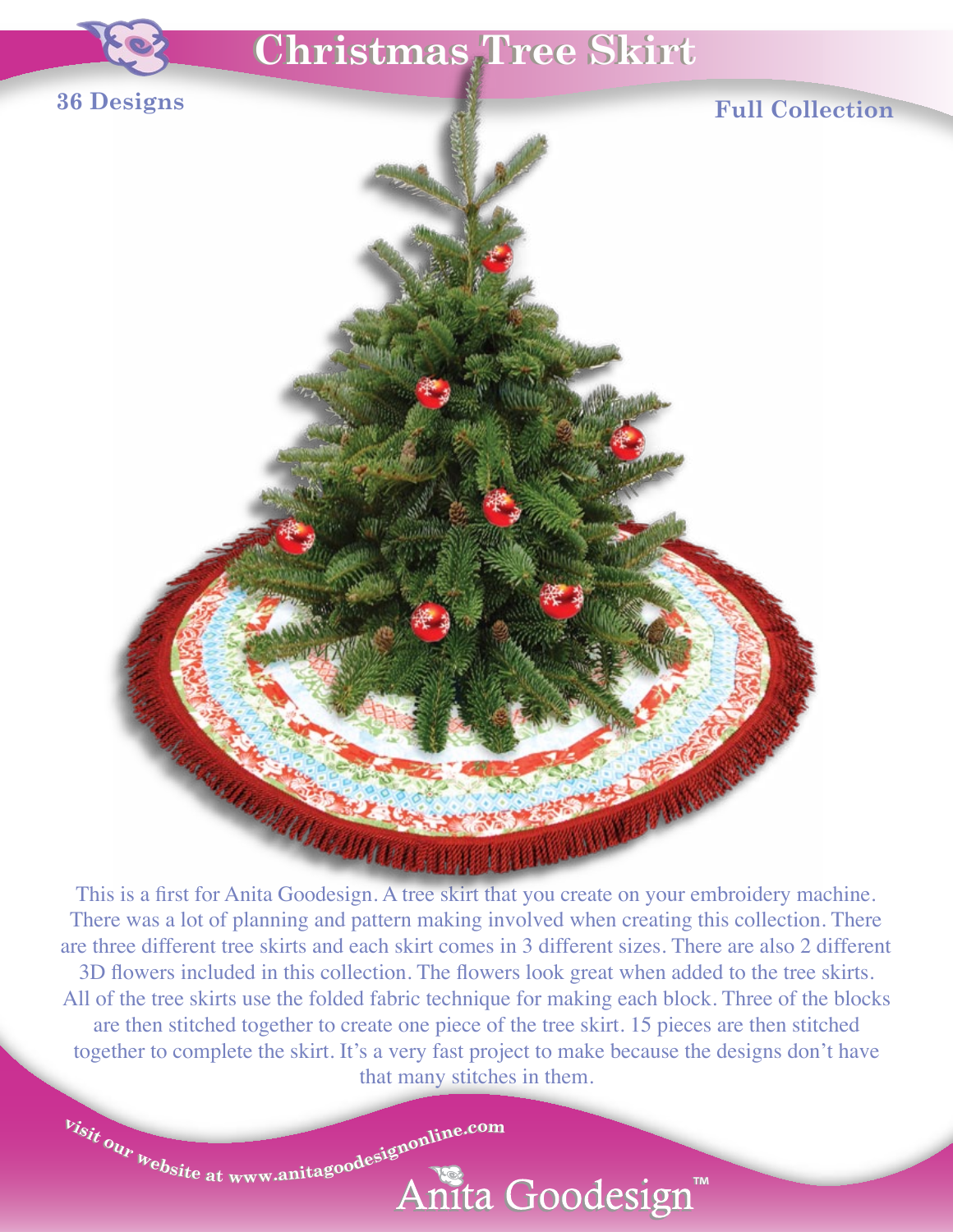# Christmas Tree Skirt

**36 Designs**

**Full Collection**

This is a first for Anita Goodesign. A tree skirt that you create on your embroidery machine. There was a lot of planning and pattern making involved when creating this collection. There are three different tree skirts and each skirt comes in 3 different sizes. There are also 2 different 3D flowers included in this collection. The flowers look great when added to the tree skirts. All of the tree skirts use the folded fabric technique for making each block. Three of the blocks are then stitched together to create one piece of the tree skirt. 15 pieces are then stitched together to complete the skirt. It's a very fast project to make because the designs don't have that many stitches in them.

**Visit our website at www.anitagoodesignonline.com**

Anita Goodesign™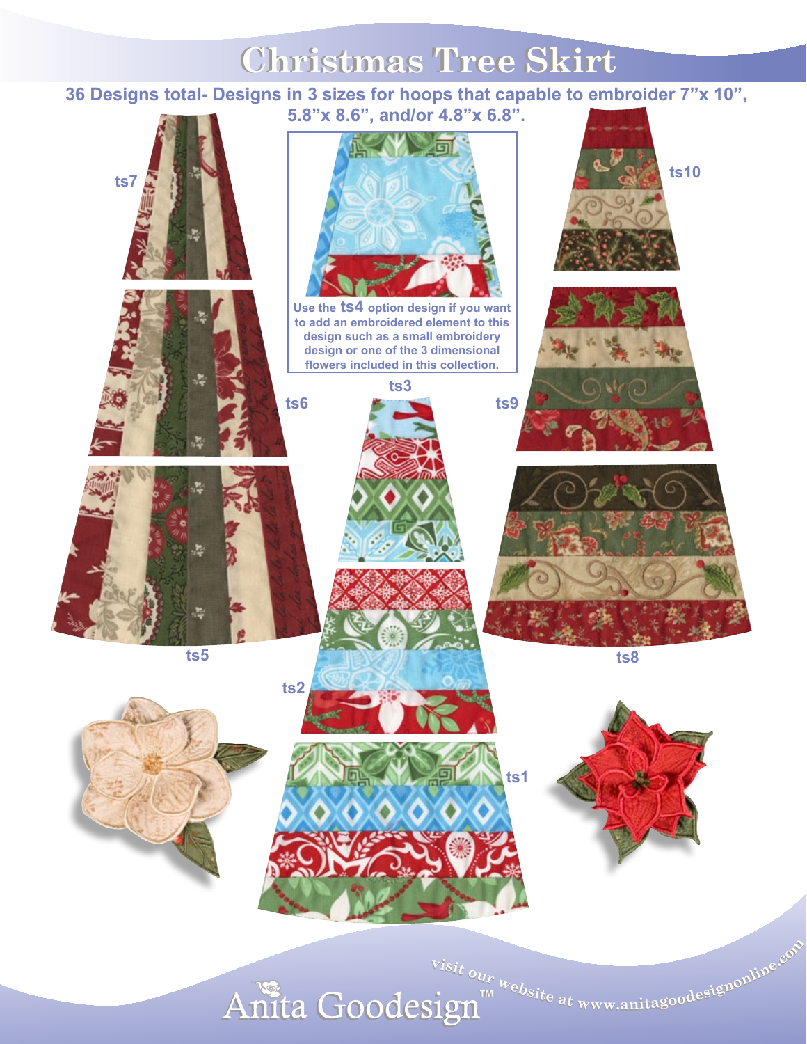# Christmas Tree Skirt

**36 Designs total- Designs in 3 sizes for hoops that capable to embroider 7"x 10", 5.8"x 8.6", and/or 4.8"x 6.8".**

ts7

Use the **ts4** option design if you want to add an embroidered element to this design such as a small embroidery design or one of the 3 dimensional flowers included in this collection.

ts10

ts6

ts3

ts9

ts5

ts8

ts2

ts1

Visit our website at www.anitagoodesignonline.com

Anita Goodesign™